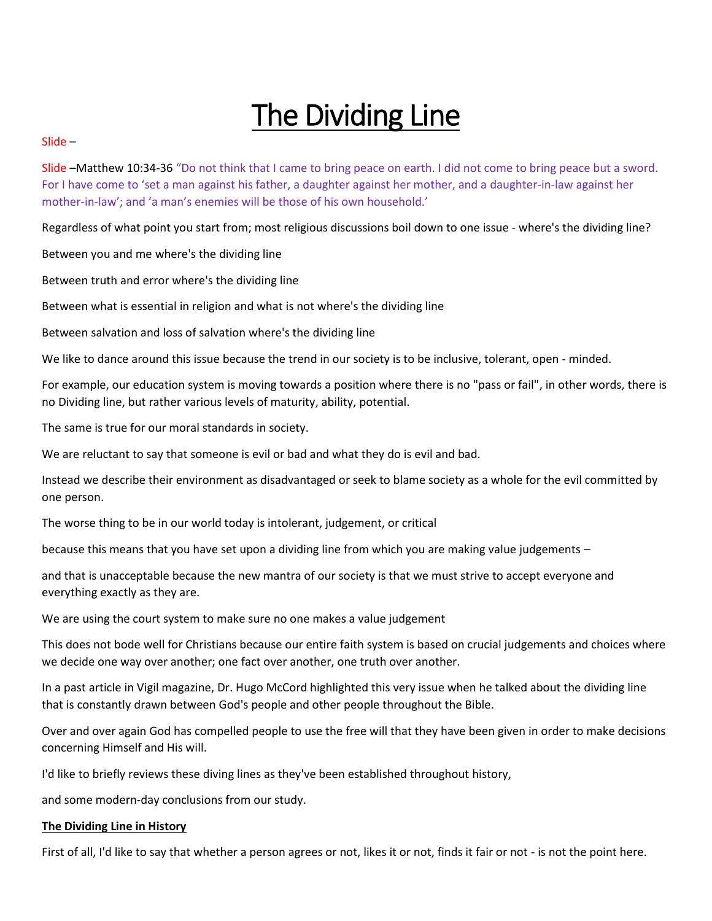# The Dividing Line

Slide –

Slide –Matthew 10:34-36 "Do not think that I came to bring peace on earth. I did not come to bring peace but a sword. For I have come to 'set a man against his father, a daughter against her mother, and a daughter-in-law against her mother-in-law'; and 'a man's enemies will be those of his own household.'

Regardless of what point you start from; most religious discussions boil down to one issue - where's the dividing line?

Between you and me where's the dividing line

Between truth and error where's the dividing line

Between what is essential in religion and what is not where's the dividing line

Between salvation and loss of salvation where's the dividing line

We like to dance around this issue because the trend in our society is to be inclusive, tolerant, open - minded.

For example, our education system is moving towards a position where there is no "pass or fail", in other words, there is no Dividing line, but rather various levels of maturity, ability, potential.

The same is true for our moral standards in society.

We are reluctant to say that someone is evil or bad and what they do is evil and bad.

Instead we describe their environment as disadvantaged or seek to blame society as a whole for the evil committed by one person.

The worse thing to be in our world today is intolerant, judgement, or critical

because this means that you have set upon a dividing line from which you are making value judgements –

and that is unacceptable because the new mantra of our society is that we must strive to accept everyone and everything exactly as they are.

We are using the court system to make sure no one makes a value judgement

This does not bode well for Christians because our entire faith system is based on crucial judgements and choices where we decide one way over another; one fact over another, one truth over another.

In a past article in Vigil magazine, Dr. Hugo McCord highlighted this very issue when he talked about the dividing line that is constantly drawn between God's people and other people throughout the Bible.

Over and over again God has compelled people to use the free will that they have been given in order to make decisions concerning Himself and His will.

I'd like to briefly reviews these diving lines as they've been established throughout history,

and some modern-day conclusions from our study.

**The Dividing Line in History**

First of all, I'd like to say that whether a person agrees or not, likes it or not, finds it fair or not - is not the point here.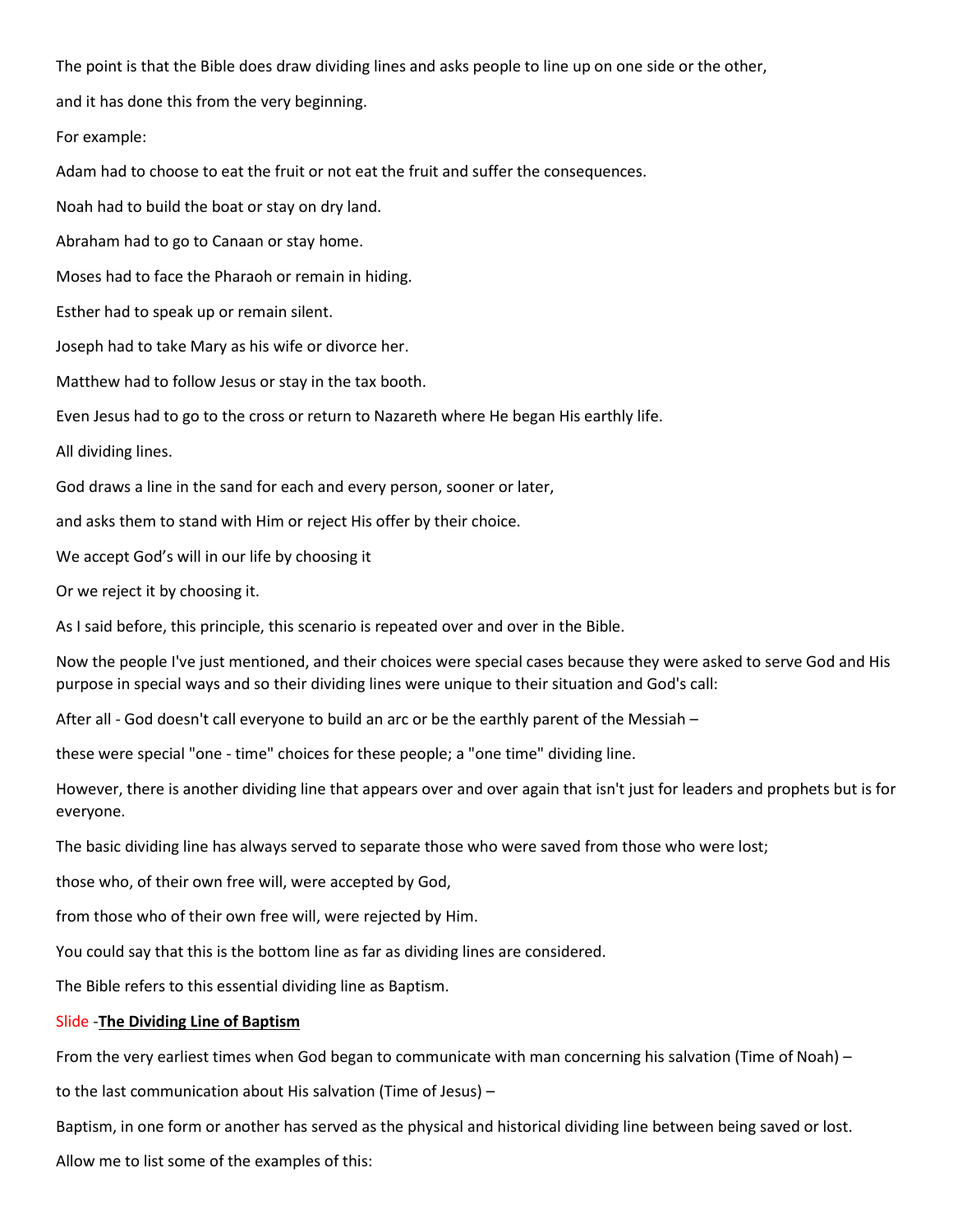The point is that the Bible does draw dividing lines and asks people to line up on one side or the other,

and it has done this from the very beginning.

For example:

Adam had to choose to eat the fruit or not eat the fruit and suffer the consequences.

Noah had to build the boat or stay on dry land.

Abraham had to go to Canaan or stay home.

Moses had to face the Pharaoh or remain in hiding.

Esther had to speak up or remain silent.

Joseph had to take Mary as his wife or divorce her.

Matthew had to follow Jesus or stay in the tax booth.

Even Jesus had to go to the cross or return to Nazareth where He began His earthly life.

All dividing lines.

God draws a line in the sand for each and every person, sooner or later,

and asks them to stand with Him or reject His offer by their choice.

We accept God's will in our life by choosing it

Or we reject it by choosing it.

As I said before, this principle, this scenario is repeated over and over in the Bible.

Now the people I've just mentioned, and their choices were special cases because they were asked to serve God and His purpose in special ways and so their dividing lines were unique to their situation and God's call:

After all - God doesn't call everyone to build an arc or be the earthly parent of the Messiah –

these were special "one - time" choices for these people; a "one time" dividing line.

However, there is another dividing line that appears over and over again that isn't just for leaders and prophets but is for everyone.

The basic dividing line has always served to separate those who were saved from those who were lost;

those who, of their own free will, were accepted by God,

from those who of their own free will, were rejected by Him.

You could say that this is the bottom line as far as dividing lines are considered.

The Bible refers to this essential dividing line as Baptism.

Slide -**The Dividing Line of Baptism**

From the very earliest times when God began to communicate with man concerning his salvation (Time of Noah) –

to the last communication about His salvation (Time of Jesus) –

Baptism, in one form or another has served as the physical and historical dividing line between being saved or lost.

Allow me to list some of the examples of this: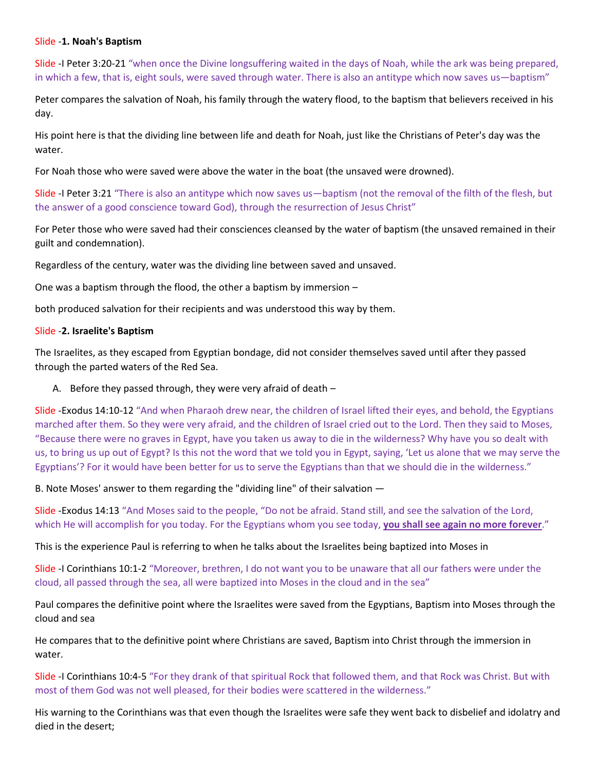Slide -**1. Noah's Baptism**

Slide -I Peter 3:20-21 "when once the Divine longsuffering waited in the days of Noah, while the ark was being prepared, in which a few, that is, eight souls, were saved through water. There is also an antitype which now saves us—baptism"

Peter compares the salvation of Noah, his family through the watery flood, to the baptism that believers received in his day.

His point here is that the dividing line between life and death for Noah, just like the Christians of Peter's day was the water.

For Noah those who were saved were above the water in the boat (the unsaved were drowned).

Slide -I Peter 3:21 "There is also an antitype which now saves us—baptism (not the removal of the filth of the flesh, but the answer of a good conscience toward God), through the resurrection of Jesus Christ"

For Peter those who were saved had their consciences cleansed by the water of baptism (the unsaved remained in their guilt and condemnation).

Regardless of the century, water was the dividing line between saved and unsaved.

One was a baptism through the flood, the other a baptism by immersion –

both produced salvation for their recipients and was understood this way by them.

Slide -**2. Israelite's Baptism**

The Israelites, as they escaped from Egyptian bondage, did not consider themselves saved until after they passed through the parted waters of the Red Sea.

A. Before they passed through, they were very afraid of death –

Slide -Exodus 14:10-12 "And when Pharaoh drew near, the children of Israel lifted their eyes, and behold, the Egyptians marched after them. So they were very afraid, and the children of Israel cried out to the Lord. Then they said to Moses, "Because there were no graves in Egypt, have you taken us away to die in the wilderness? Why have you so dealt with us, to bring us up out of Egypt? Is this not the word that we told you in Egypt, saying, 'Let us alone that we may serve the Egyptians'? For it would have been better for us to serve the Egyptians than that we should die in the wilderness."

B. Note Moses' answer to them regarding the "dividing line" of their salvation —

Slide -Exodus 14:13 "And Moses said to the people, "Do not be afraid. Stand still, and see the salvation of the Lord, which He will accomplish for you today. For the Egyptians whom you see today, **you shall see again no more forever**."

This is the experience Paul is referring to when he talks about the Israelites being baptized into Moses in

Slide -I Corinthians 10:1-2 "Moreover, brethren, I do not want you to be unaware that all our fathers were under the cloud, all passed through the sea, all were baptized into Moses in the cloud and in the sea"

Paul compares the definitive point where the Israelites were saved from the Egyptians, Baptism into Moses through the cloud and sea

He compares that to the definitive point where Christians are saved, Baptism into Christ through the immersion in water.

Slide -I Corinthians 10:4-5 "For they drank of that spiritual Rock that followed them, and that Rock was Christ. But with most of them God was not well pleased, for their bodies were scattered in the wilderness."

His warning to the Corinthians was that even though the Israelites were safe they went back to disbelief and idolatry and died in the desert;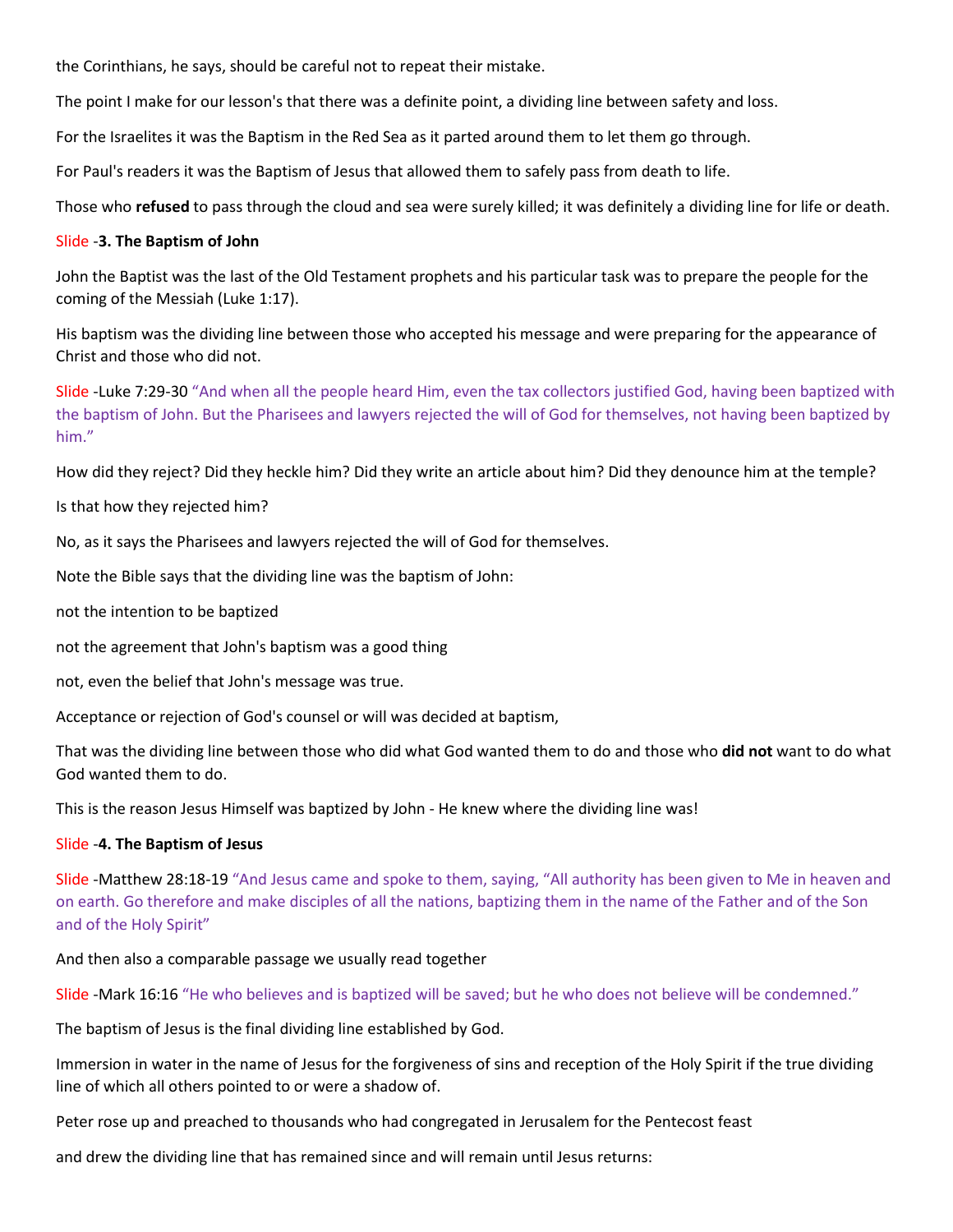the Corinthians, he says, should be careful not to repeat their mistake.

The point I make for our lesson's that there was a definite point, a dividing line between safety and loss.

For the Israelites it was the Baptism in the Red Sea as it parted around them to let them go through.

For Paul's readers it was the Baptism of Jesus that allowed them to safely pass from death to life.

Those who **refused** to pass through the cloud and sea were surely killed; it was definitely a dividing line for life or death.

Slide -**3. The Baptism of John**

John the Baptist was the last of the Old Testament prophets and his particular task was to prepare the people for the coming of the Messiah (Luke 1:17).

His baptism was the dividing line between those who accepted his message and were preparing for the appearance of Christ and those who did not.

Slide -Luke 7:29-30 "And when all the people heard Him, even the tax collectors justified God, having been baptized with the baptism of John. But the Pharisees and lawyers rejected the will of God for themselves, not having been baptized by him."

How did they reject? Did they heckle him? Did they write an article about him? Did they denounce him at the temple?

Is that how they rejected him?

No, as it says the Pharisees and lawyers rejected the will of God for themselves.

Note the Bible says that the dividing line was the baptism of John:

not the intention to be baptized

not the agreement that John's baptism was a good thing

not, even the belief that John's message was true.

Acceptance or rejection of God's counsel or will was decided at baptism,

That was the dividing line between those who did what God wanted them to do and those who **did not** want to do what God wanted them to do.

This is the reason Jesus Himself was baptized by John - He knew where the dividing line was!

Slide -**4. The Baptism of Jesus**

Slide -Matthew 28:18-19 "And Jesus came and spoke to them, saying, "All authority has been given to Me in heaven and on earth. Go therefore and make disciples of all the nations, baptizing them in the name of the Father and of the Son and of the Holy Spirit"

And then also a comparable passage we usually read together

Slide -Mark 16:16 "He who believes and is baptized will be saved; but he who does not believe will be condemned."

The baptism of Jesus is the final dividing line established by God.

Immersion in water in the name of Jesus for the forgiveness of sins and reception of the Holy Spirit if the true dividing line of which all others pointed to or were a shadow of.

Peter rose up and preached to thousands who had congregated in Jerusalem for the Pentecost feast

and drew the dividing line that has remained since and will remain until Jesus returns: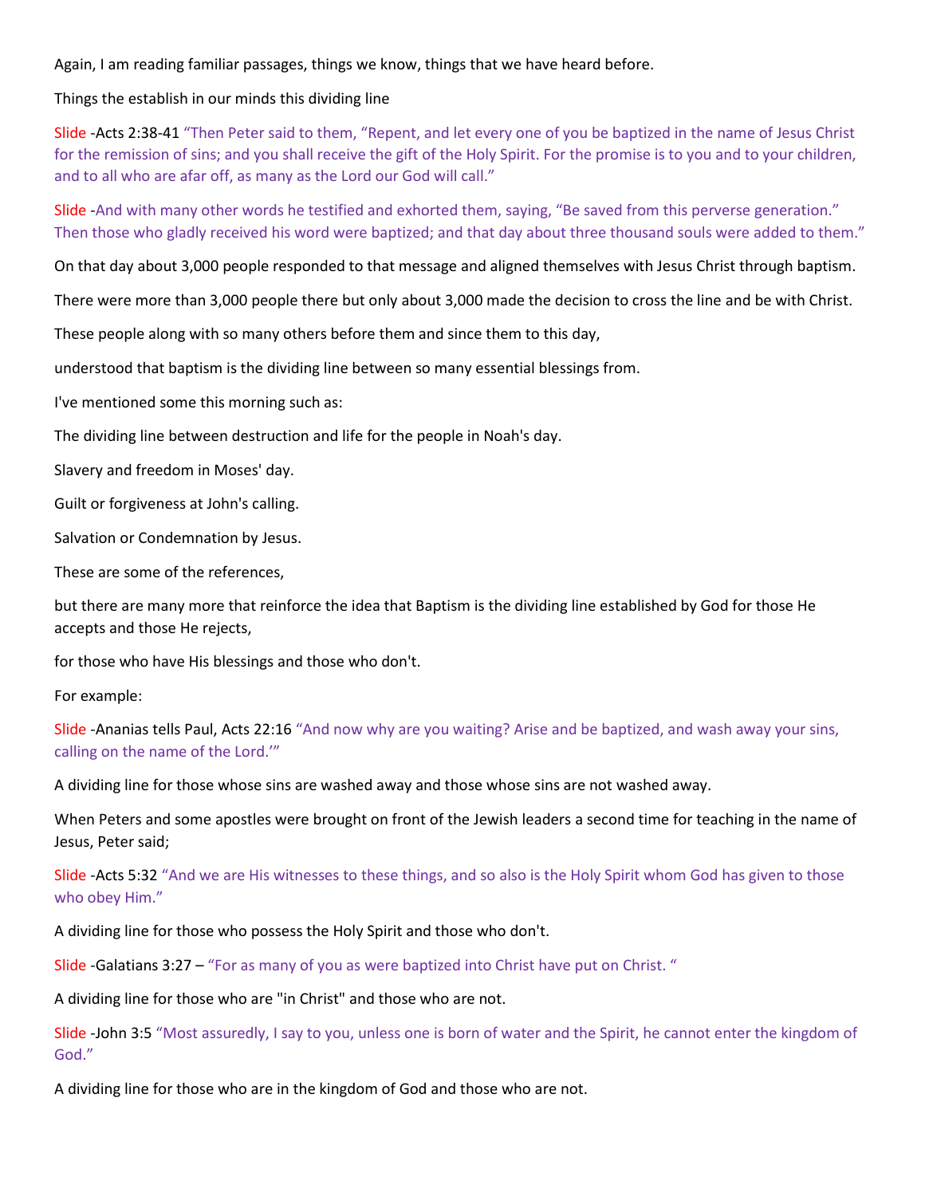Again, I am reading familiar passages, things we know, things that we have heard before.

Things the establish in our minds this dividing line

Slide -Acts 2:38-41 "Then Peter said to them, "Repent, and let every one of you be baptized in the name of Jesus Christ for the remission of sins; and you shall receive the gift of the Holy Spirit. For the promise is to you and to your children, and to all who are afar off, as many as the Lord our God will call."

Slide -And with many other words he testified and exhorted them, saying, "Be saved from this perverse generation." Then those who gladly received his word were baptized; and that day about three thousand souls were added to them."

On that day about 3,000 people responded to that message and aligned themselves with Jesus Christ through baptism.

There were more than 3,000 people there but only about 3,000 made the decision to cross the line and be with Christ.

These people along with so many others before them and since them to this day,

understood that baptism is the dividing line between so many essential blessings from.

I've mentioned some this morning such as:

The dividing line between destruction and life for the people in Noah's day.

Slavery and freedom in Moses' day.

Guilt or forgiveness at John's calling.

Salvation or Condemnation by Jesus.

These are some of the references,

but there are many more that reinforce the idea that Baptism is the dividing line established by God for those He accepts and those He rejects,

for those who have His blessings and those who don't.

For example:

Slide -Ananias tells Paul, Acts 22:16 "And now why are you waiting? Arise and be baptized, and wash away your sins, calling on the name of the Lord.'"

A dividing line for those whose sins are washed away and those whose sins are not washed away.

When Peters and some apostles were brought on front of the Jewish leaders a second time for teaching in the name of Jesus, Peter said;

Slide -Acts 5:32 "And we are His witnesses to these things, and so also is the Holy Spirit whom God has given to those who obey Him."

A dividing line for those who possess the Holy Spirit and those who don't.

Slide -Galatians 3:27 – "For as many of you as were baptized into Christ have put on Christ. "

A dividing line for those who are "in Christ" and those who are not.

Slide -John 3:5 "Most assuredly, I say to you, unless one is born of water and the Spirit, he cannot enter the kingdom of God."

A dividing line for those who are in the kingdom of God and those who are not.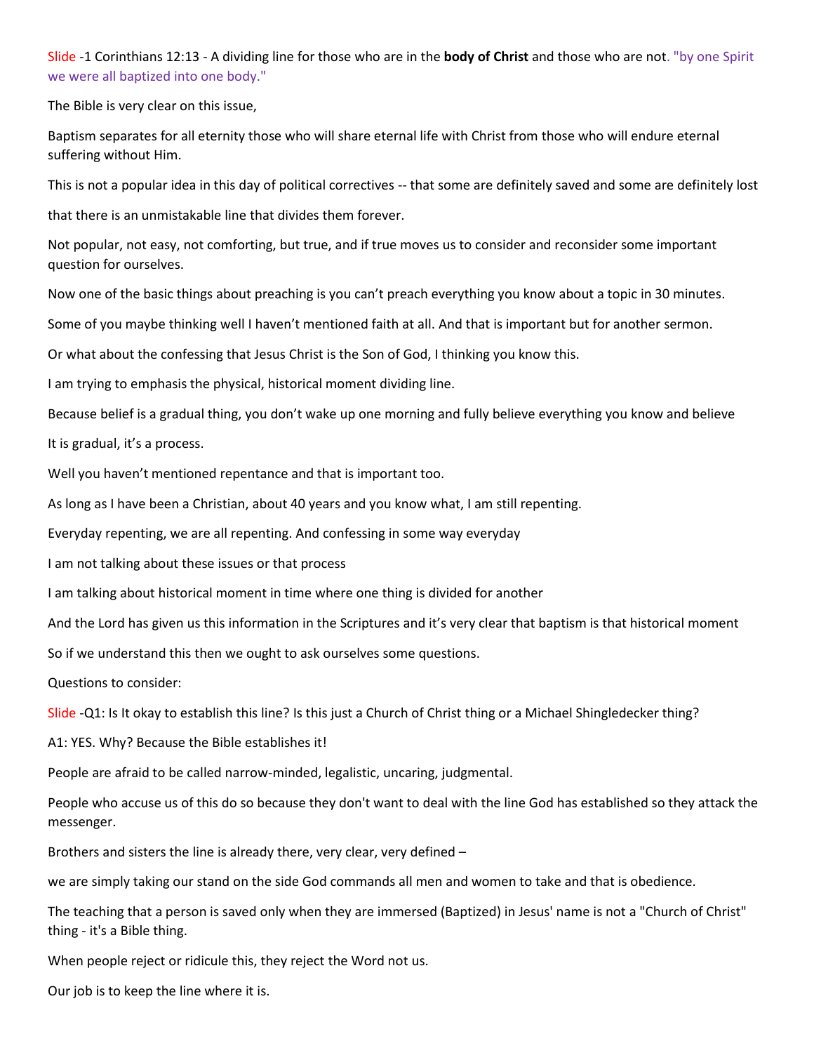Slide -1 Corinthians 12:13 - A dividing line for those who are in the **body of Christ** and those who are not. "by one Spirit we were all baptized into one body."

The Bible is very clear on this issue,

Baptism separates for all eternity those who will share eternal life with Christ from those who will endure eternal suffering without Him.

This is not a popular idea in this day of political correctives -- that some are definitely saved and some are definitely lost

that there is an unmistakable line that divides them forever.

Not popular, not easy, not comforting, but true, and if true moves us to consider and reconsider some important question for ourselves.

Now one of the basic things about preaching is you can't preach everything you know about a topic in 30 minutes.

Some of you maybe thinking well I haven't mentioned faith at all. And that is important but for another sermon.

Or what about the confessing that Jesus Christ is the Son of God, I thinking you know this.

I am trying to emphasis the physical, historical moment dividing line.

Because belief is a gradual thing, you don't wake up one morning and fully believe everything you know and believe

It is gradual, it's a process.

Well you haven't mentioned repentance and that is important too.

As long as I have been a Christian, about 40 years and you know what, I am still repenting.

Everyday repenting, we are all repenting. And confessing in some way everyday

I am not talking about these issues or that process

I am talking about historical moment in time where one thing is divided for another

And the Lord has given us this information in the Scriptures and it's very clear that baptism is that historical moment

So if we understand this then we ought to ask ourselves some questions.

Questions to consider:

Slide -Q1: Is It okay to establish this line? Is this just a Church of Christ thing or a Michael Shingledecker thing?

A1: YES. Why? Because the Bible establishes it!

People are afraid to be called narrow-minded, legalistic, uncaring, judgmental.

People who accuse us of this do so because they don't want to deal with the line God has established so they attack the messenger.

Brothers and sisters the line is already there, very clear, very defined –

we are simply taking our stand on the side God commands all men and women to take and that is obedience.

The teaching that a person is saved only when they are immersed (Baptized) in Jesus' name is not a "Church of Christ" thing - it's a Bible thing.

When people reject or ridicule this, they reject the Word not us.

Our job is to keep the line where it is.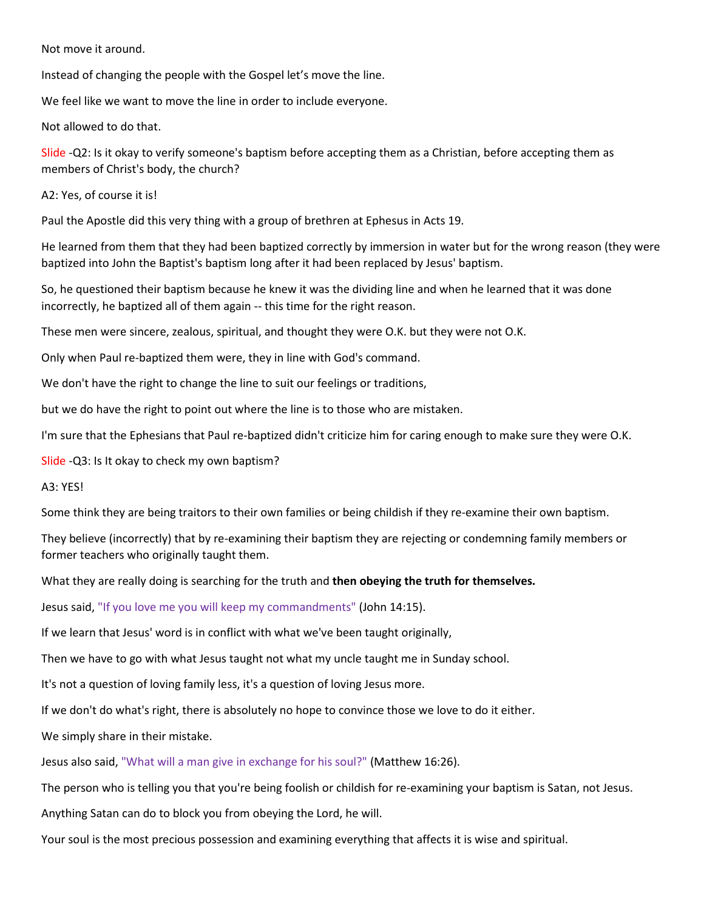Not move it around.

Instead of changing the people with the Gospel let's move the line.

We feel like we want to move the line in order to include everyone.

Not allowed to do that.

Slide -Q2: Is it okay to verify someone's baptism before accepting them as a Christian, before accepting them as members of Christ's body, the church?

A2: Yes, of course it is!

Paul the Apostle did this very thing with a group of brethren at Ephesus in Acts 19.

He learned from them that they had been baptized correctly by immersion in water but for the wrong reason (they were baptized into John the Baptist's baptism long after it had been replaced by Jesus' baptism.

So, he questioned their baptism because he knew it was the dividing line and when he learned that it was done incorrectly, he baptized all of them again -- this time for the right reason.

These men were sincere, zealous, spiritual, and thought they were O.K. but they were not O.K.

Only when Paul re-baptized them were, they in line with God's command.

We don't have the right to change the line to suit our feelings or traditions,

but we do have the right to point out where the line is to those who are mistaken.

I'm sure that the Ephesians that Paul re-baptized didn't criticize him for caring enough to make sure they were O.K.

Slide -Q3: Is It okay to check my own baptism?

A3: YES!

Some think they are being traitors to their own families or being childish if they re-examine their own baptism.

They believe (incorrectly) that by re-examining their baptism they are rejecting or condemning family members or former teachers who originally taught them.

What they are really doing is searching for the truth and **then obeying the truth for themselves.**

Jesus said, "If you love me you will keep my commandments" (John 14:15).

If we learn that Jesus' word is in conflict with what we've been taught originally,

Then we have to go with what Jesus taught not what my uncle taught me in Sunday school.

It's not a question of loving family less, it's a question of loving Jesus more.

If we don't do what's right, there is absolutely no hope to convince those we love to do it either.

We simply share in their mistake.

Jesus also said, "What will a man give in exchange for his soul?" (Matthew 16:26).

The person who is telling you that you're being foolish or childish for re-examining your baptism is Satan, not Jesus.

Anything Satan can do to block you from obeying the Lord, he will.

Your soul is the most precious possession and examining everything that affects it is wise and spiritual.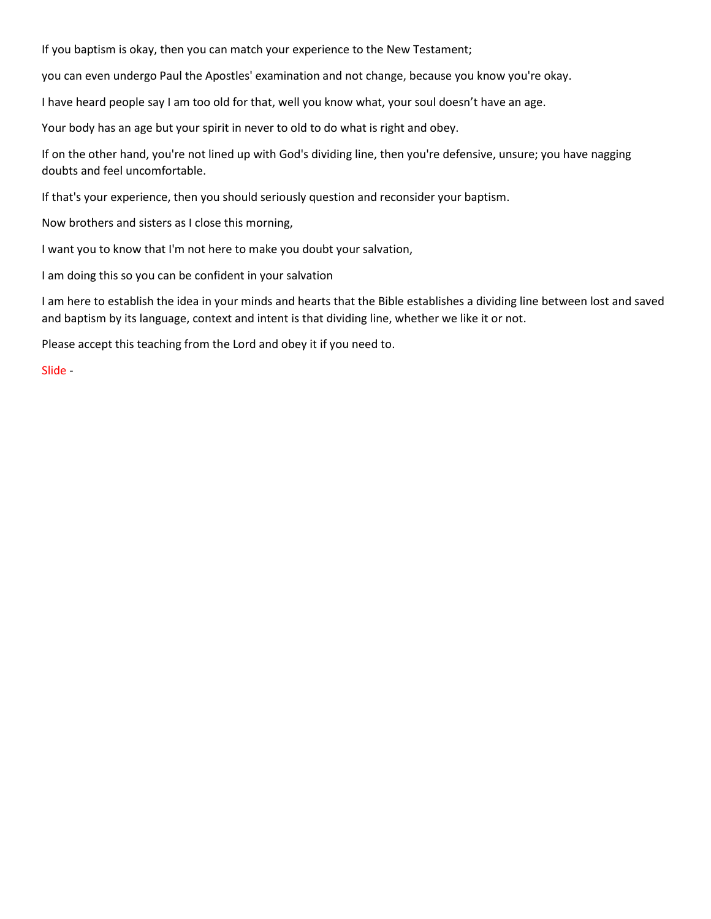If you baptism is okay, then you can match your experience to the New Testament;

you can even undergo Paul the Apostles' examination and not change, because you know you're okay.

I have heard people say I am too old for that, well you know what, your soul doesn't have an age.

Your body has an age but your spirit in never to old to do what is right and obey.

If on the other hand, you're not lined up with God's dividing line, then you're defensive, unsure; you have nagging doubts and feel uncomfortable.

If that's your experience, then you should seriously question and reconsider your baptism.

Now brothers and sisters as I close this morning,

I want you to know that I'm not here to make you doubt your salvation,

I am doing this so you can be confident in your salvation

I am here to establish the idea in your minds and hearts that the Bible establishes a dividing line between lost and saved and baptism by its language, context and intent is that dividing line, whether we like it or not.

Please accept this teaching from the Lord and obey it if you need to.

Slide -